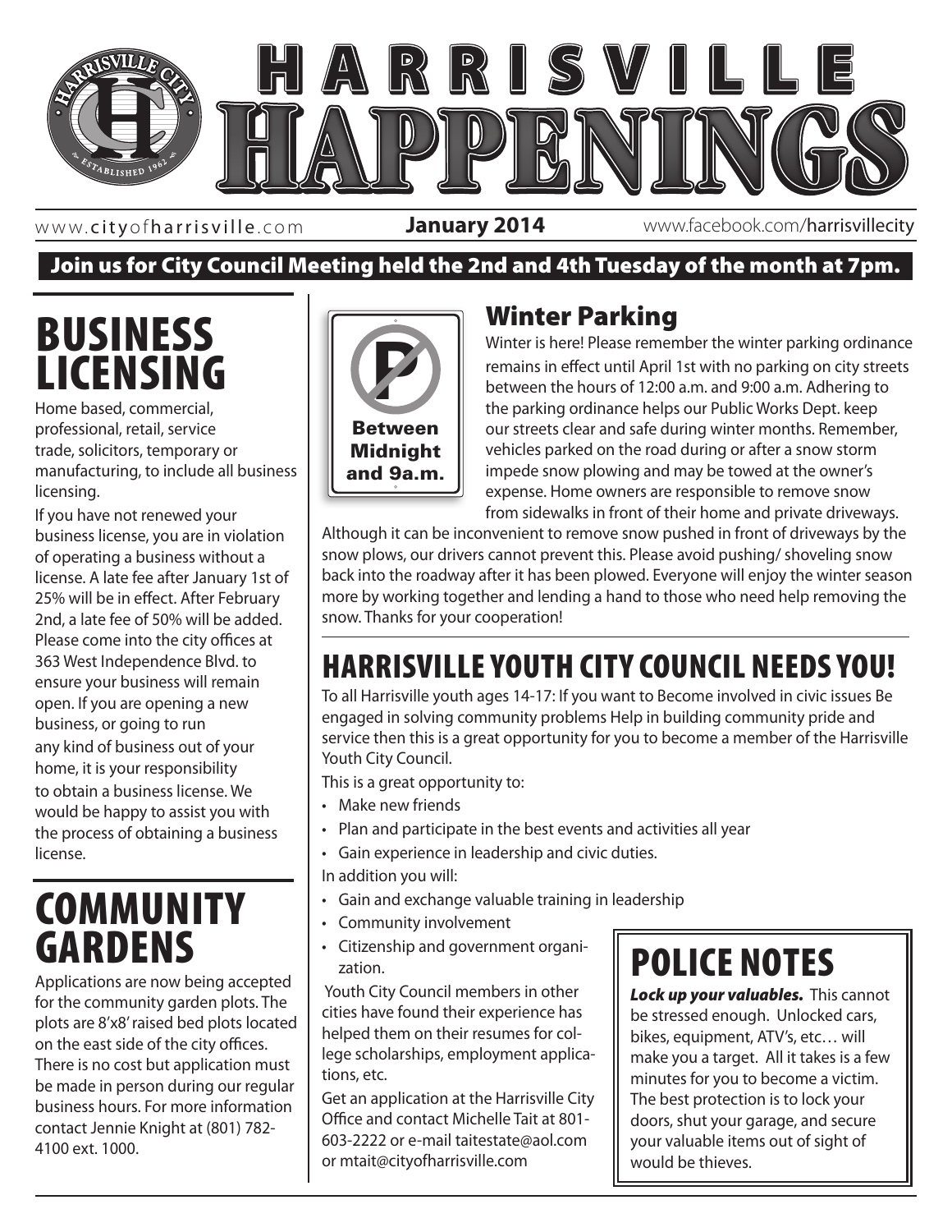# HARRISVILLE HAPPENINGS

www.cityofharrisville.com **January 2014** www.facebook.com/harrisvillecity

**Join us for City Council Meeting held the 2nd and 4th Tuesday of the month at 7pm.**

## BUSINESS LICENSING

Home based, commercial, professional, retail, service trade, solicitors, temporary or manufacturing, to include all business licensing.

If you have not renewed your business license, you are in violation of operating a business without a license. A late fee after January 1st of 25% will be in effect. After February 2nd, a late fee of 50% will be added. Please come into the city offices at 363 West Independence Blvd. to ensure your business will remain open. If you are opening a new business, or going to run any kind of business out of your home, it is your responsibility to obtain a business license. We would be happy to assist you with the process of obtaining a business license.

## COMMUNITY GARDENS

Applications are now being accepted for the community garden plots. The plots are 8'x8' raised bed plots located on the east side of the city offices. There is no cost but application must be made in person during our regular business hours. For more information contact Jennie Knight at (801) 782-4100 ext. 1000.

## Winter Parking

P — Between Midnight and 9a.m.

Winter is here! Please remember the winter parking ordinance remains in effect until April 1st with no parking on city streets between the hours of 12:00 a.m. and 9:00 a.m. Adhering to the parking ordinance helps our Public Works Dept. keep our streets clear and safe during winter months. Remember, vehicles parked on the road during or after a snow storm impede snow plowing and may be towed at the owner's expense. Home owners are responsible to remove snow from sidewalks in front of their home and private driveways. Although it can be inconvenient to remove snow pushed in front of driveways by the snow plows, our drivers cannot prevent this. Please avoid pushing/ shoveling snow back into the roadway after it has been plowed. Everyone will enjoy the winter season more by working together and lending a hand to those who need help removing the snow. Thanks for your cooperation!

## HARRISVILLE YOUTH CITY COUNCIL NEEDS YOU!

To all Harrisville youth ages 14-17: If you want to Become involved in civic issues Be engaged in solving community problems Help in building community pride and service then this is a great opportunity for you to become a member of the Harrisville Youth City Council.

This is a great opportunity to:

- Make new friends
- Plan and participate in the best events and activities all year
- Gain experience in leadership and civic duties.

In addition you will:

- Gain and exchange valuable training in leadership
- Community involvement
- Citizenship and government organization.

Youth City Council members in other cities have found their experience has helped them on their resumes for college scholarships, employment applications, etc.

Get an application at the Harrisville City Office and contact Michelle Tait at 801-603-2222 or e-mail taitestate@aol.com or mtait@cityofharrisville.com

## POLICE NOTES

***Lock up your valuables.*** This cannot be stressed enough. Unlocked cars, bikes, equipment, ATV's, etc… will make you a target. All it takes is a few minutes for you to become a victim. The best protection is to lock your doors, shut your garage, and secure your valuable items out of sight of would be thieves.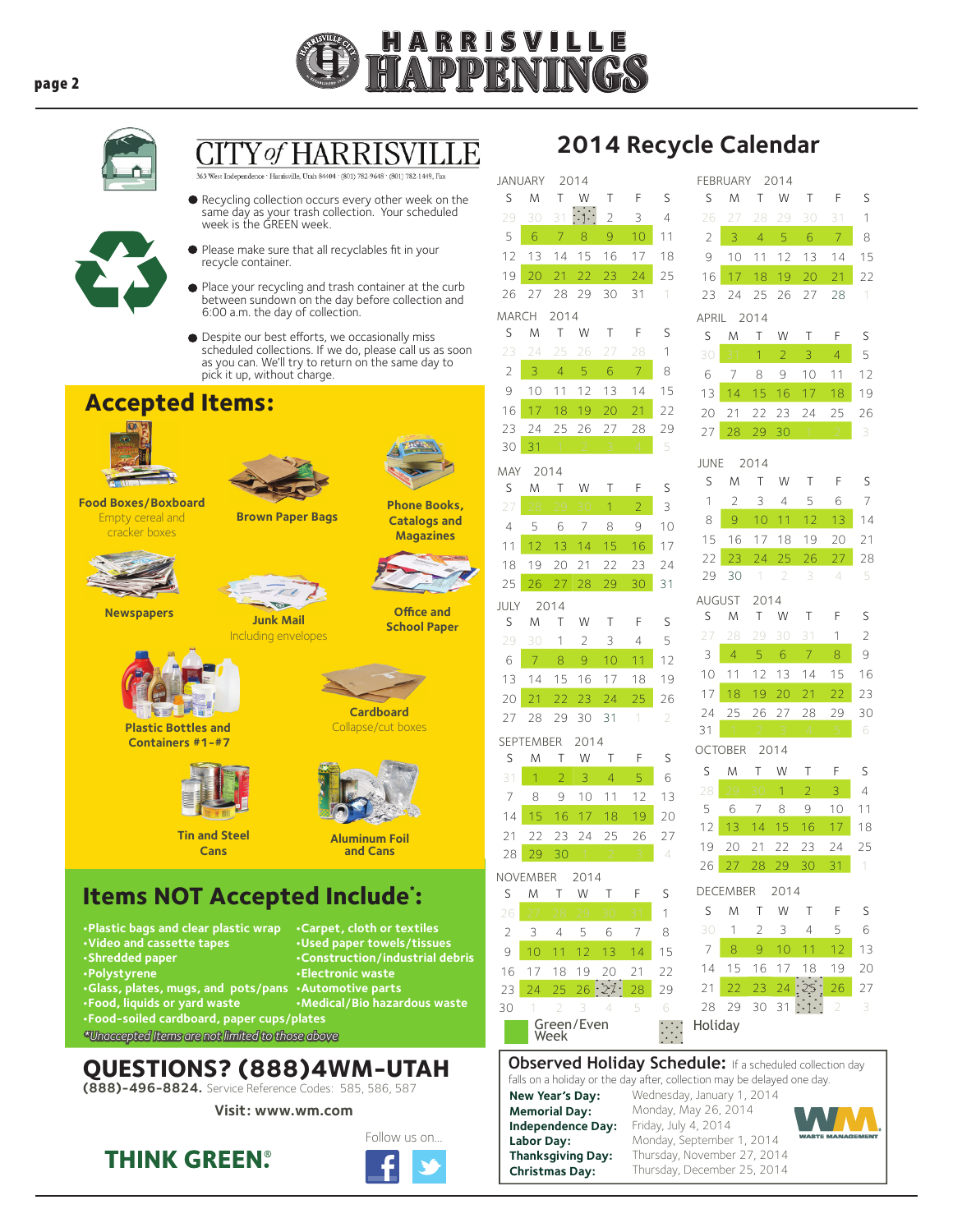# CITY of HARRISVILLE

363 West Independence · Harrisville, Utah 84404 · (801) 782-9648 · (801) 782-1449, Fax

- Recycling collection occurs every other week on the same day as your trash collection. Your scheduled week is the GREEN week.
- Please make sure that all recyclables fit in your recycle container.
- Place your recycling and trash container at the curb between sundown on the day before collection and 6:00 a.m. the day of collection.
- Despite our best efforts, we occasionally miss scheduled collections. If we do, please call us as soon as you can. We'll try to return on the same day to pick it up, without charge.

## Accepted Items:

- **Food Boxes/Boxboard** Empty cereal and cracker boxes
- **Brown Paper Bags**
- **Phone Books, Catalogs and Magazines**
- **Newspapers**
- **Junk Mail** Including envelopes
- **Office and School Paper**
- **Plastic Bottles and Containers #1-#7**
- **Cardboard** Collapse/cut boxes
- **Tin and Steel Cans**
- **Aluminum Foil and Cans**

## Items NOT Accepted Include*:

- Plastic bags and clear plastic wrap
- Video and cassette tapes
- Shredded paper
- Polystyrene
- Glass, plates, mugs, and pots/pans
- Food, liquids or yard waste
- Food-soiled cardboard, paper cups/plates
- Carpet, cloth or textiles
- Used paper towels/tissues
- Construction/industrial debris
- Electronic waste
- Automotive parts
- Medical/Bio hazardous waste

*Unaccepted Items are not limited to those above

## QUESTIONS? (888)4WM-UTAH

**(888)-496-8824.** Service Reference Codes: 585, 586, 587

**Visit: www.wm.com**

**THINK GREEN®**

Follow us on...

# 2014 Recycle Calendar

Green/Even Week weeks:

- JANUARY 2014: 6–10, 20–24 (Holiday: 1)
- FEBRUARY 2014: 3–7, 17–21
- MARCH 2014: 3–7, 17–21, 31
- APRIL 2014: 1–4, 14–18, 28–30
- MAY 2014: 1–2, 12–16, 26–30
- JUNE 2014: 9–13, 23–27
- JULY 2014: 7–11, 21–25
- AUGUST 2014: 4–8, 18–22
- SEPTEMBER 2014: 1–5, 15–19, 29–30
- OCTOBER 2014: 1–3, 13–17, 27–31
- NOVEMBER 2014: 10–14, 24–28 (Holiday: 27)
- DECEMBER 2014: 8–12, 22–26 (Holiday: 25)

Green/Even Week | Holiday

## Observed Holiday Schedule:

If a scheduled collection day falls on a holiday or the day after, collection may be delayed one day.

| | |
|---|---|
| **New Year's Day:** | Wednesday, January 1, 2014 |
| **Memorial Day:** | Monday, May 26, 2014 |
| **Independence Day:** | Friday, July 4, 2014 |
| **Labor Day:** | Monday, September 1, 2014 |
| **Thanksgiving Day:** | Thursday, November 27, 2014 |
| **Christmas Day:** | Thursday, December 25, 2014 |

WASTE MANAGEMENT